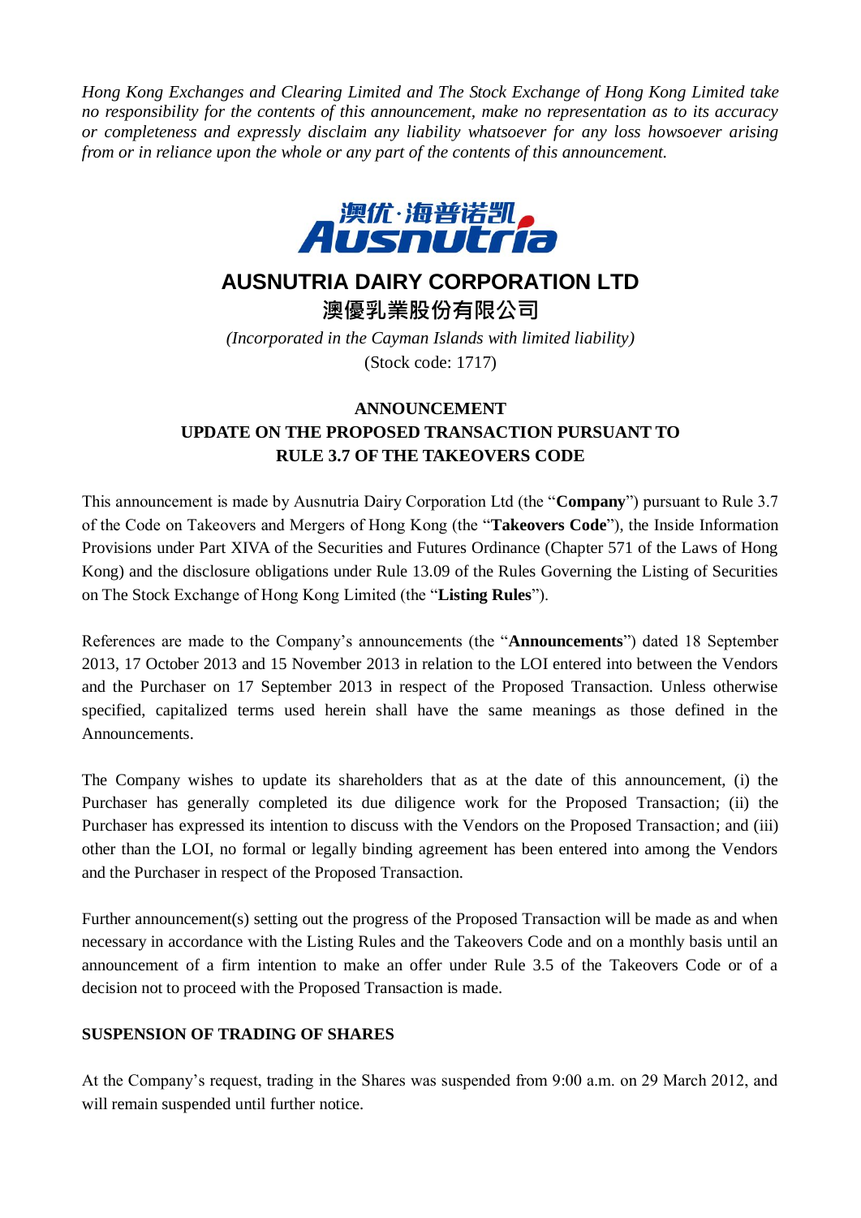*Hong Kong Exchanges and Clearing Limited and The Stock Exchange of Hong Kong Limited take no responsibility for the contents of this announcement, make no representation as to its accuracy or completeness and expressly disclaim any liability whatsoever for any loss howsoever arising from or in reliance upon the whole or any part of the contents of this announcement.*

# AUSNUTRIA DAIRY CORPORATION LTD

# 澳優乳業股份有限公司

*(Incorporated in the Cayman Islands with limited liability)*

(Stock code: 1717)

## ANNOUNCEMENT
## UPDATE ON THE PROPOSED TRANSACTION PURSUANT TO RULE 3.7 OF THE TAKEOVERS CODE

This announcement is made by Ausnutria Dairy Corporation Ltd (the "**Company**") pursuant to Rule 3.7 of the Code on Takeovers and Mergers of Hong Kong (the "**Takeovers Code**"), the Inside Information Provisions under Part XIVA of the Securities and Futures Ordinance (Chapter 571 of the Laws of Hong Kong) and the disclosure obligations under Rule 13.09 of the Rules Governing the Listing of Securities on The Stock Exchange of Hong Kong Limited (the "**Listing Rules**").

References are made to the Company's announcements (the "**Announcements**") dated 18 September 2013, 17 October 2013 and 15 November 2013 in relation to the LOI entered into between the Vendors and the Purchaser on 17 September 2013 in respect of the Proposed Transaction. Unless otherwise specified, capitalized terms used herein shall have the same meanings as those defined in the Announcements.

The Company wishes to update its shareholders that as at the date of this announcement, (i) the Purchaser has generally completed its due diligence work for the Proposed Transaction; (ii) the Purchaser has expressed its intention to discuss with the Vendors on the Proposed Transaction; and (iii) other than the LOI, no formal or legally binding agreement has been entered into among the Vendors and the Purchaser in respect of the Proposed Transaction.

Further announcement(s) setting out the progress of the Proposed Transaction will be made as and when necessary in accordance with the Listing Rules and the Takeovers Code and on a monthly basis until an announcement of a firm intention to make an offer under Rule 3.5 of the Takeovers Code or of a decision not to proceed with the Proposed Transaction is made.

## SUSPENSION OF TRADING OF SHARES

At the Company's request, trading in the Shares was suspended from 9:00 a.m. on 29 March 2012, and will remain suspended until further notice.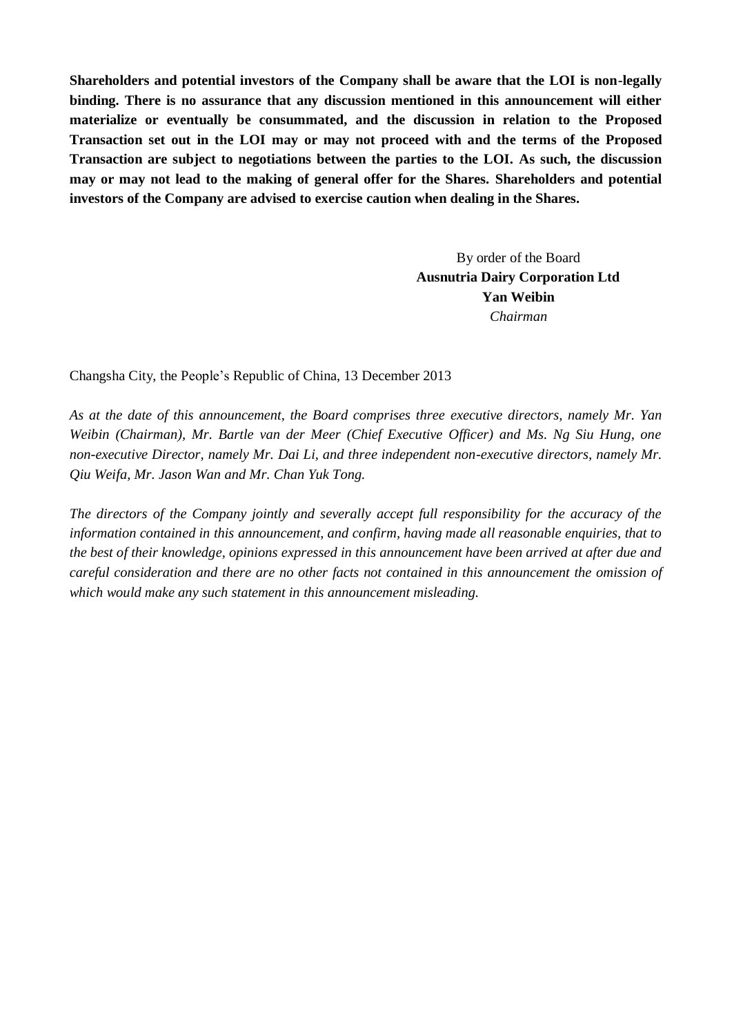**Shareholders and potential investors of the Company shall be aware that the LOI is non-legally binding. There is no assurance that any discussion mentioned in this announcement will either materialize or eventually be consummated, and the discussion in relation to the Proposed Transaction set out in the LOI may or may not proceed with and the terms of the Proposed Transaction are subject to negotiations between the parties to the LOI. As such, the discussion may or may not lead to the making of general offer for the Shares. Shareholders and potential investors of the Company are advised to exercise caution when dealing in the Shares.**

By order of the Board
**Ausnutria Dairy Corporation Ltd**
**Yan Weibin**
*Chairman*

Changsha City, the People's Republic of China, 13 December 2013

*As at the date of this announcement, the Board comprises three executive directors, namely Mr. Yan Weibin (Chairman), Mr. Bartle van der Meer (Chief Executive Officer) and Ms. Ng Siu Hung, one non-executive Director, namely Mr. Dai Li, and three independent non-executive directors, namely Mr. Qiu Weifa, Mr. Jason Wan and Mr. Chan Yuk Tong.*

*The directors of the Company jointly and severally accept full responsibility for the accuracy of the information contained in this announcement, and confirm, having made all reasonable enquiries, that to the best of their knowledge, opinions expressed in this announcement have been arrived at after due and careful consideration and there are no other facts not contained in this announcement the omission of which would make any such statement in this announcement misleading.*